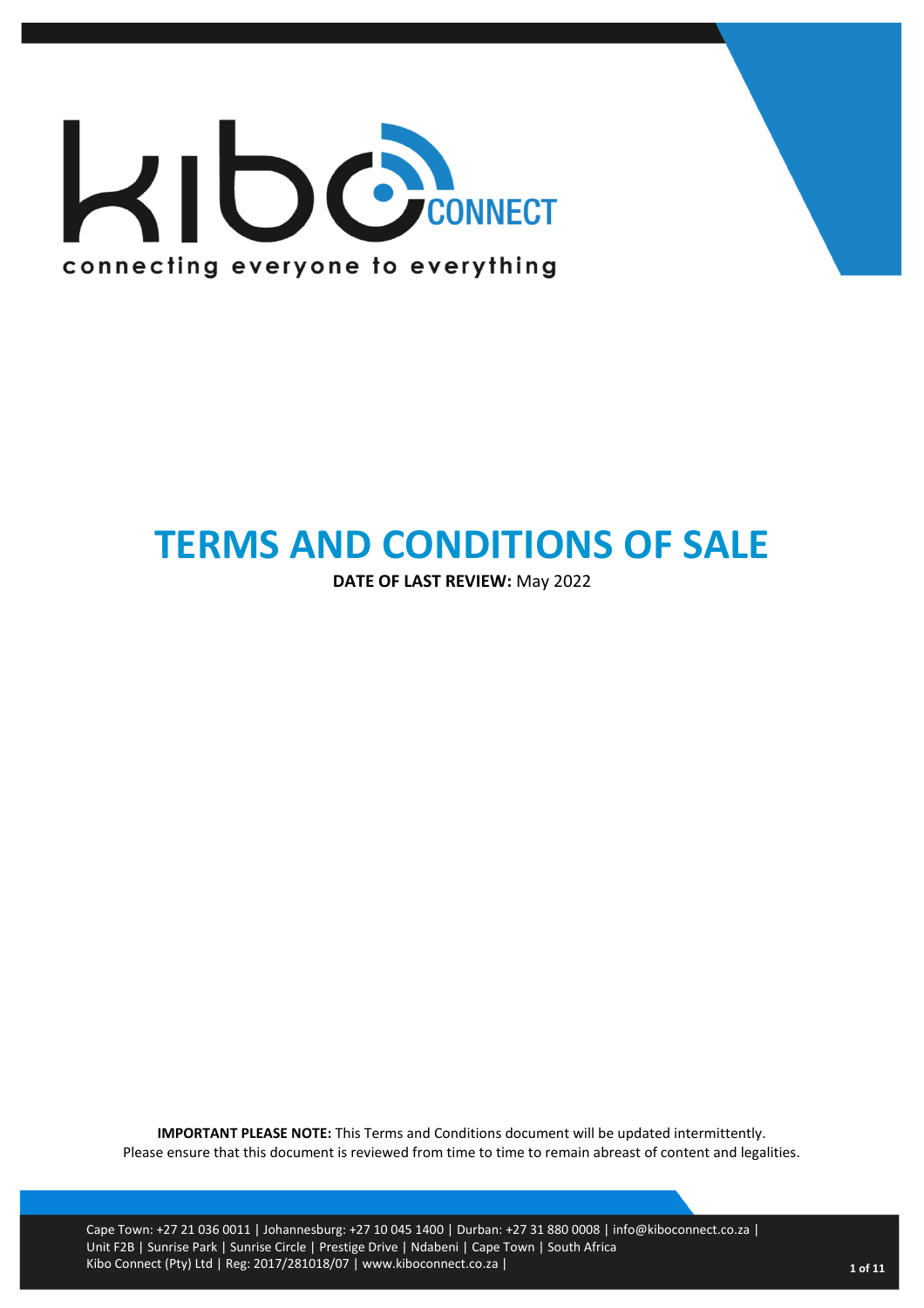kibo CONNECT

connecting everyone to everything

# TERMS AND CONDITIONS OF SALE

**DATE OF LAST REVIEW:** May 2022

**IMPORTANT PLEASE NOTE:** This Terms and Conditions document will be updated intermittently. Please ensure that this document is reviewed from time to time to remain abreast of content and legalities.

Cape Town: +27 21 036 0011 | Johannesburg: +27 10 045 1400 | Durban: +27 31 880 0008 | info@kiboconnect.co.za | Unit F2B | Sunrise Park | Sunrise Circle | Prestige Drive | Ndabeni | Cape Town | South Africa
Kibo Connect (Pty) Ltd | Reg: 2017/281018/07 | www.kiboconnect.co.za |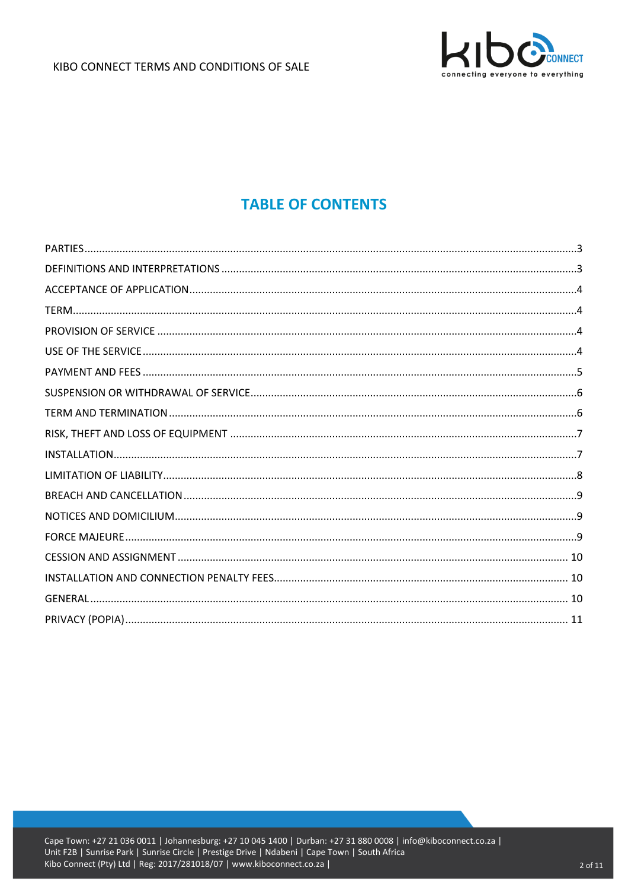# TABLE OF CONTENTS

| | |
|---|---|
| PARTIES | 3 |
| DEFINITIONS AND INTERPRETATIONS | 3 |
| ACCEPTANCE OF APPLICATION | 4 |
| TERM | 4 |
| PROVISION OF SERVICE | 4 |
| USE OF THE SERVICE | 4 |
| PAYMENT AND FEES | 5 |
| SUSPENSION OR WITHDRAWAL OF SERVICE | 6 |
| TERM AND TERMINATION | 6 |
| RISK, THEFT AND LOSS OF EQUIPMENT | 7 |
| INSTALLATION | 7 |
| LIMITATION OF LIABILITY | 8 |
| BREACH AND CANCELLATION | 9 |
| NOTICES AND DOMICILIUM | 9 |
| FORCE MAJEURE | 9 |
| CESSION AND ASSIGNMENT | 10 |
| INSTALLATION AND CONNECTION PENALTY FEES | 10 |
| GENERAL | 10 |
| PRIVACY (POPIA) | 11 |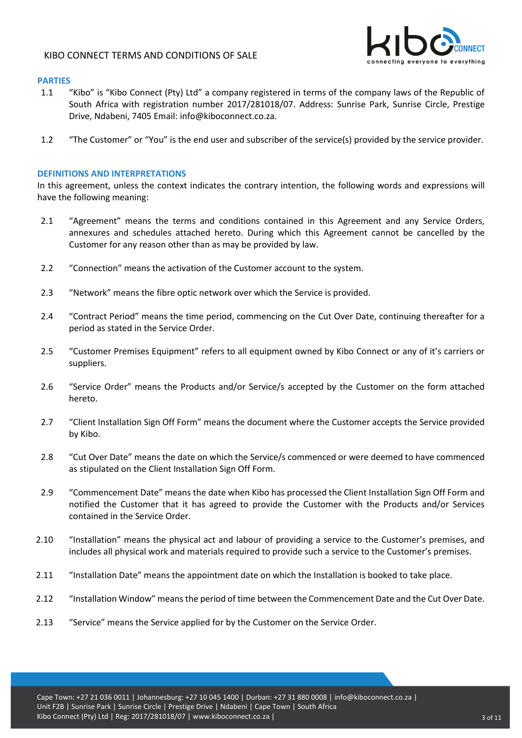# KIBO CONNECT TERMS AND CONDITIONS OF SALE

## PARTIES

1.1 "Kibo" is "Kibo Connect (Pty) Ltd" a company registered in terms of the company laws of the Republic of South Africa with registration number 2017/281018/07. Address: Sunrise Park, Sunrise Circle, Prestige Drive, Ndabeni, 7405 Email: info@kiboconnect.co.za.

1.2 "The Customer" or "You" is the end user and subscriber of the service(s) provided by the service provider.

## DEFINITIONS AND INTERPRETATIONS

In this agreement, unless the context indicates the contrary intention, the following words and expressions will have the following meaning:

2.1 "Agreement" means the terms and conditions contained in this Agreement and any Service Orders, annexures and schedules attached hereto. During which this Agreement cannot be cancelled by the Customer for any reason other than as may be provided by law.

2.2 "Connection" means the activation of the Customer account to the system.

2.3 "Network" means the fibre optic network over which the Service is provided.

2.4 "Contract Period" means the time period, commencing on the Cut Over Date, continuing thereafter for a period as stated in the Service Order.

2.5 "Customer Premises Equipment" refers to all equipment owned by Kibo Connect or any of it's carriers or suppliers.

2.6 "Service Order" means the Products and/or Service/s accepted by the Customer on the form attached hereto.

2.7 "Client Installation Sign Off Form" means the document where the Customer accepts the Service provided by Kibo.

2.8 "Cut Over Date" means the date on which the Service/s commenced or were deemed to have commenced as stipulated on the Client Installation Sign Off Form.

2.9 "Commencement Date" means the date when Kibo has processed the Client Installation Sign Off Form and notified the Customer that it has agreed to provide the Customer with the Products and/or Services contained in the Service Order.

2.10 "Installation" means the physical act and labour of providing a service to the Customer's premises, and includes all physical work and materials required to provide such a service to the Customer's premises.

2.11 "Installation Date" means the appointment date on which the Installation is booked to take place.

2.12 "Installation Window" means the period of time between the Commencement Date and the Cut Over Date.

2.13 "Service" means the Service applied for by the Customer on the Service Order.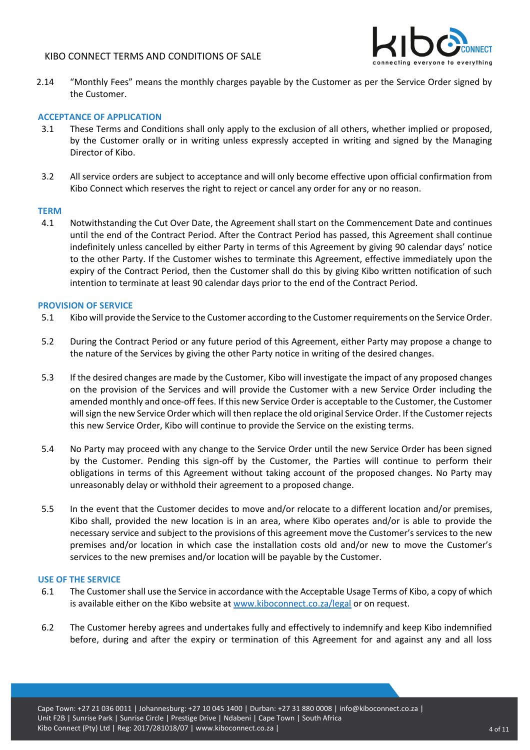2.14 "Monthly Fees" means the monthly charges payable by the Customer as per the Service Order signed by the Customer.

## ACCEPTANCE OF APPLICATION

3.1 These Terms and Conditions shall only apply to the exclusion of all others, whether implied or proposed, by the Customer orally or in writing unless expressly accepted in writing and signed by the Managing Director of Kibo.

3.2 All service orders are subject to acceptance and will only become effective upon official confirmation from Kibo Connect which reserves the right to reject or cancel any order for any or no reason.

## TERM

4.1 Notwithstanding the Cut Over Date, the Agreement shall start on the Commencement Date and continues until the end of the Contract Period. After the Contract Period has passed, this Agreement shall continue indefinitely unless cancelled by either Party in terms of this Agreement by giving 90 calendar days' notice to the other Party. If the Customer wishes to terminate this Agreement, effective immediately upon the expiry of the Contract Period, then the Customer shall do this by giving Kibo written notification of such intention to terminate at least 90 calendar days prior to the end of the Contract Period.

## PROVISION OF SERVICE

5.1 Kibo will provide the Service to the Customer according to the Customer requirements on the Service Order.

5.2 During the Contract Period or any future period of this Agreement, either Party may propose a change to the nature of the Services by giving the other Party notice in writing of the desired changes.

5.3 If the desired changes are made by the Customer, Kibo will investigate the impact of any proposed changes on the provision of the Services and will provide the Customer with a new Service Order including the amended monthly and once-off fees. If this new Service Order is acceptable to the Customer, the Customer will sign the new Service Order which will then replace the old original Service Order. If the Customer rejects this new Service Order, Kibo will continue to provide the Service on the existing terms.

5.4 No Party may proceed with any change to the Service Order until the new Service Order has been signed by the Customer. Pending this sign-off by the Customer, the Parties will continue to perform their obligations in terms of this Agreement without taking account of the proposed changes. No Party may unreasonably delay or withhold their agreement to a proposed change.

5.5 In the event that the Customer decides to move and/or relocate to a different location and/or premises, Kibo shall, provided the new location is in an area, where Kibo operates and/or is able to provide the necessary service and subject to the provisions of this agreement move the Customer's services to the new premises and/or location in which case the installation costs old and/or new to move the Customer's services to the new premises and/or location will be payable by the Customer.

## USE OF THE SERVICE

6.1 The Customer shall use the Service in accordance with the Acceptable Usage Terms of Kibo, a copy of which is available either on the Kibo website at www.kiboconnect.co.za/legal or on request.

6.2 The Customer hereby agrees and undertakes fully and effectively to indemnify and keep Kibo indemnified before, during and after the expiry or termination of this Agreement for and against any and all loss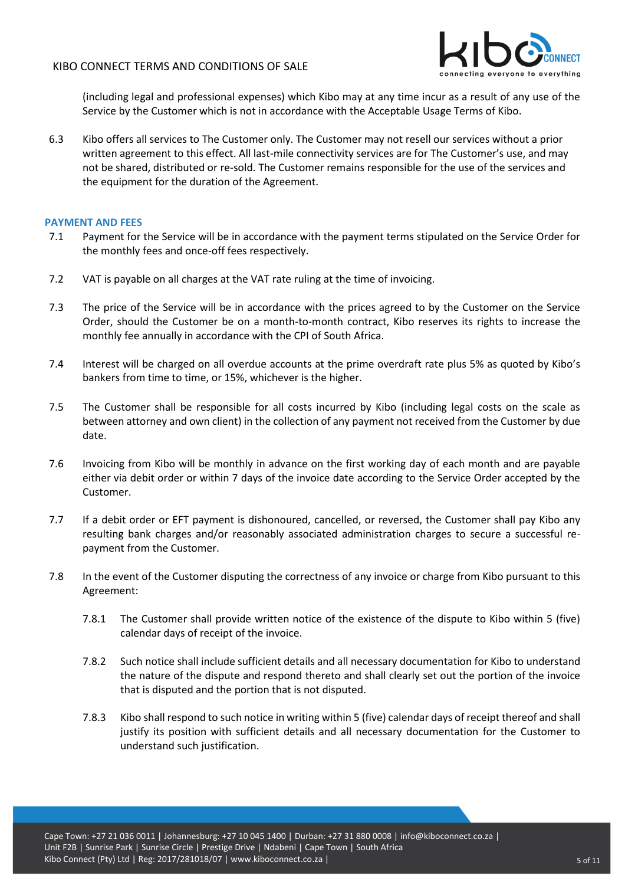(including legal and professional expenses) which Kibo may at any time incur as a result of any use of the Service by the Customer which is not in accordance with the Acceptable Usage Terms of Kibo.

6.3 Kibo offers all services to The Customer only. The Customer may not resell our services without a prior written agreement to this effect. All last-mile connectivity services are for The Customer's use, and may not be shared, distributed or re-sold. The Customer remains responsible for the use of the services and the equipment for the duration of the Agreement.

## PAYMENT AND FEES

7.1 Payment for the Service will be in accordance with the payment terms stipulated on the Service Order for the monthly fees and once-off fees respectively.

7.2 VAT is payable on all charges at the VAT rate ruling at the time of invoicing.

7.3 The price of the Service will be in accordance with the prices agreed to by the Customer on the Service Order, should the Customer be on a month-to-month contract, Kibo reserves its rights to increase the monthly fee annually in accordance with the CPI of South Africa.

7.4 Interest will be charged on all overdue accounts at the prime overdraft rate plus 5% as quoted by Kibo's bankers from time to time, or 15%, whichever is the higher.

7.5 The Customer shall be responsible for all costs incurred by Kibo (including legal costs on the scale as between attorney and own client) in the collection of any payment not received from the Customer by due date.

7.6 Invoicing from Kibo will be monthly in advance on the first working day of each month and are payable either via debit order or within 7 days of the invoice date according to the Service Order accepted by the Customer.

7.7 If a debit order or EFT payment is dishonoured, cancelled, or reversed, the Customer shall pay Kibo any resulting bank charges and/or reasonably associated administration charges to secure a successful re-payment from the Customer.

7.8 In the event of the Customer disputing the correctness of any invoice or charge from Kibo pursuant to this Agreement:

7.8.1 The Customer shall provide written notice of the existence of the dispute to Kibo within 5 (five) calendar days of receipt of the invoice.

7.8.2 Such notice shall include sufficient details and all necessary documentation for Kibo to understand the nature of the dispute and respond thereto and shall clearly set out the portion of the invoice that is disputed and the portion that is not disputed.

7.8.3 Kibo shall respond to such notice in writing within 5 (five) calendar days of receipt thereof and shall justify its position with sufficient details and all necessary documentation for the Customer to understand such justification.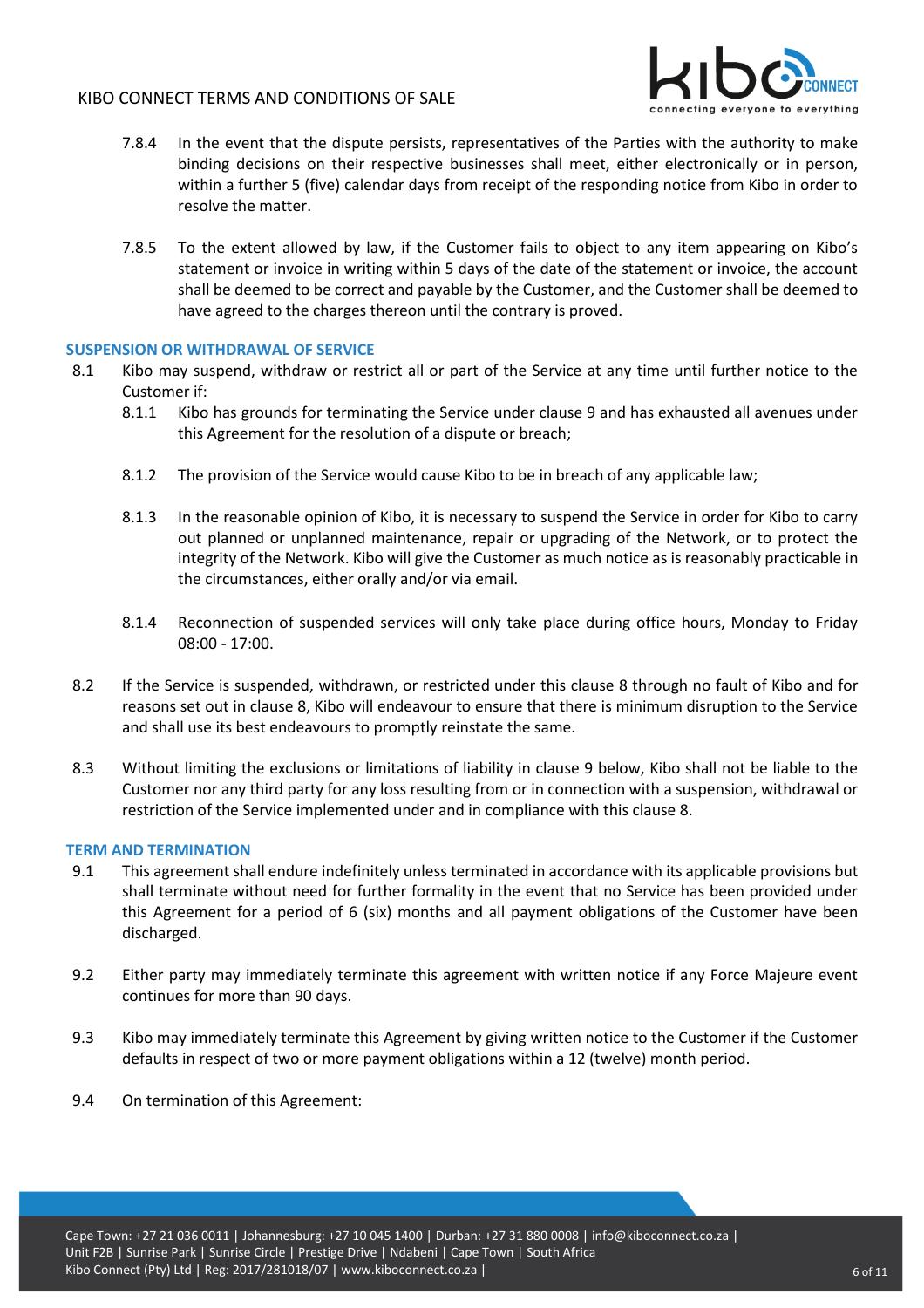7.8.4 In the event that the dispute persists, representatives of the Parties with the authority to make binding decisions on their respective businesses shall meet, either electronically or in person, within a further 5 (five) calendar days from receipt of the responding notice from Kibo in order to resolve the matter.

7.8.5 To the extent allowed by law, if the Customer fails to object to any item appearing on Kibo's statement or invoice in writing within 5 days of the date of the statement or invoice, the account shall be deemed to be correct and payable by the Customer, and the Customer shall be deemed to have agreed to the charges thereon until the contrary is proved.

## SUSPENSION OR WITHDRAWAL OF SERVICE

8.1 Kibo may suspend, withdraw or restrict all or part of the Service at any time until further notice to the Customer if:

8.1.1 Kibo has grounds for terminating the Service under clause 9 and has exhausted all avenues under this Agreement for the resolution of a dispute or breach;

8.1.2 The provision of the Service would cause Kibo to be in breach of any applicable law;

8.1.3 In the reasonable opinion of Kibo, it is necessary to suspend the Service in order for Kibo to carry out planned or unplanned maintenance, repair or upgrading of the Network, or to protect the integrity of the Network. Kibo will give the Customer as much notice as is reasonably practicable in the circumstances, either orally and/or via email.

8.1.4 Reconnection of suspended services will only take place during office hours, Monday to Friday 08:00 - 17:00.

8.2 If the Service is suspended, withdrawn, or restricted under this clause 8 through no fault of Kibo and for reasons set out in clause 8, Kibo will endeavour to ensure that there is minimum disruption to the Service and shall use its best endeavours to promptly reinstate the same.

8.3 Without limiting the exclusions or limitations of liability in clause 9 below, Kibo shall not be liable to the Customer nor any third party for any loss resulting from or in connection with a suspension, withdrawal or restriction of the Service implemented under and in compliance with this clause 8.

## TERM AND TERMINATION

9.1 This agreement shall endure indefinitely unless terminated in accordance with its applicable provisions but shall terminate without need for further formality in the event that no Service has been provided under this Agreement for a period of 6 (six) months and all payment obligations of the Customer have been discharged.

9.2 Either party may immediately terminate this agreement with written notice if any Force Majeure event continues for more than 90 days.

9.3 Kibo may immediately terminate this Agreement by giving written notice to the Customer if the Customer defaults in respect of two or more payment obligations within a 12 (twelve) month period.

9.4 On termination of this Agreement: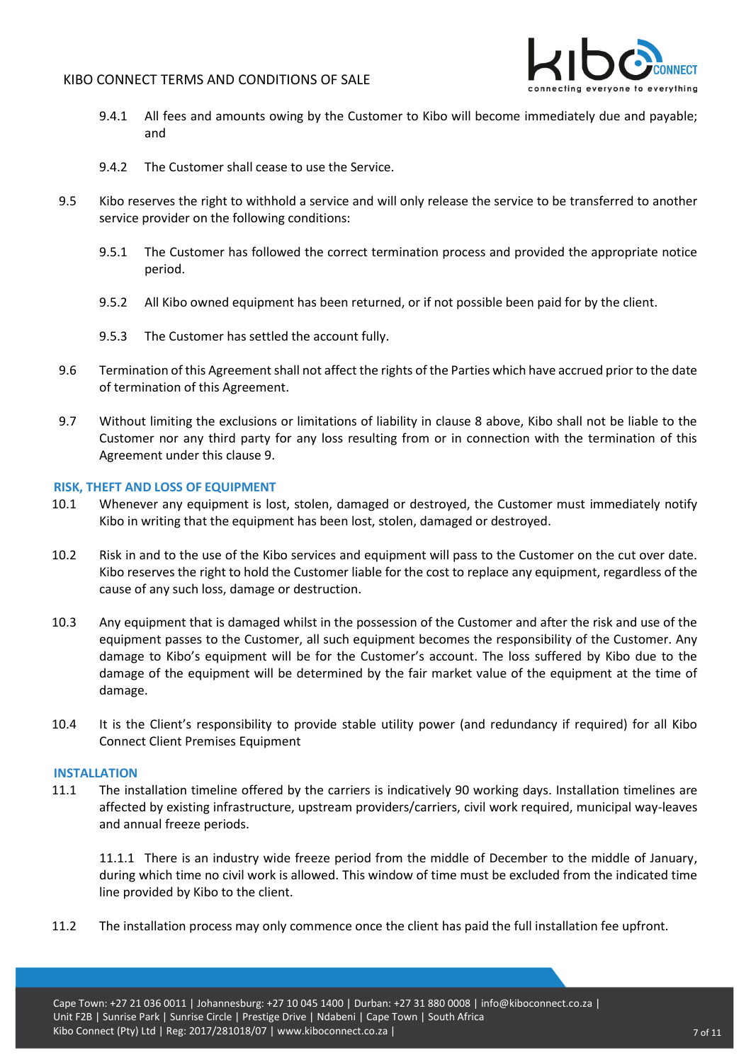9.4.1 All fees and amounts owing by the Customer to Kibo will become immediately due and payable; and

9.4.2 The Customer shall cease to use the Service.

9.5 Kibo reserves the right to withhold a service and will only release the service to be transferred to another service provider on the following conditions:

9.5.1 The Customer has followed the correct termination process and provided the appropriate notice period.

9.5.2 All Kibo owned equipment has been returned, or if not possible been paid for by the client.

9.5.3 The Customer has settled the account fully.

9.6 Termination of this Agreement shall not affect the rights of the Parties which have accrued prior to the date of termination of this Agreement.

9.7 Without limiting the exclusions or limitations of liability in clause 8 above, Kibo shall not be liable to the Customer nor any third party for any loss resulting from or in connection with the termination of this Agreement under this clause 9.

## RISK, THEFT AND LOSS OF EQUIPMENT

10.1 Whenever any equipment is lost, stolen, damaged or destroyed, the Customer must immediately notify Kibo in writing that the equipment has been lost, stolen, damaged or destroyed.

10.2 Risk in and to the use of the Kibo services and equipment will pass to the Customer on the cut over date. Kibo reserves the right to hold the Customer liable for the cost to replace any equipment, regardless of the cause of any such loss, damage or destruction.

10.3 Any equipment that is damaged whilst in the possession of the Customer and after the risk and use of the equipment passes to the Customer, all such equipment becomes the responsibility of the Customer. Any damage to Kibo's equipment will be for the Customer's account. The loss suffered by Kibo due to the damage of the equipment will be determined by the fair market value of the equipment at the time of damage.

10.4 It is the Client's responsibility to provide stable utility power (and redundancy if required) for all Kibo Connect Client Premises Equipment

## INSTALLATION

11.1 The installation timeline offered by the carriers is indicatively 90 working days. Installation timelines are affected by existing infrastructure, upstream providers/carriers, civil work required, municipal way-leaves and annual freeze periods.

11.1.1 There is an industry wide freeze period from the middle of December to the middle of January, during which time no civil work is allowed. This window of time must be excluded from the indicated time line provided by Kibo to the client.

11.2 The installation process may only commence once the client has paid the full installation fee upfront.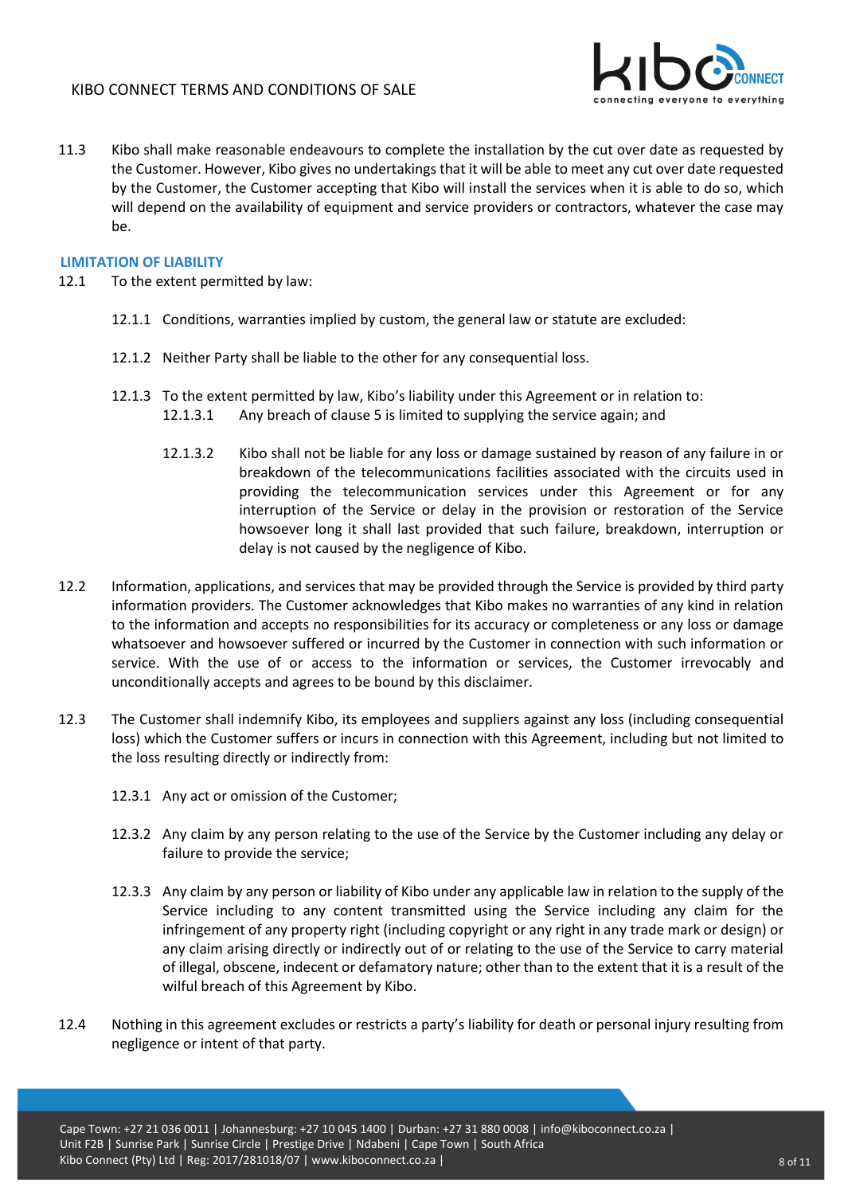11.3 Kibo shall make reasonable endeavours to complete the installation by the cut over date as requested by the Customer. However, Kibo gives no undertakings that it will be able to meet any cut over date requested by the Customer, the Customer accepting that Kibo will install the services when it is able to do so, which will depend on the availability of equipment and service providers or contractors, whatever the case may be.

## LIMITATION OF LIABILITY

12.1 To the extent permitted by law:

12.1.1 Conditions, warranties implied by custom, the general law or statute are excluded:

12.1.2 Neither Party shall be liable to the other for any consequential loss.

12.1.3 To the extent permitted by law, Kibo's liability under this Agreement or in relation to:

12.1.3.1 Any breach of clause 5 is limited to supplying the service again; and

12.1.3.2 Kibo shall not be liable for any loss or damage sustained by reason of any failure in or breakdown of the telecommunications facilities associated with the circuits used in providing the telecommunication services under this Agreement or for any interruption of the Service or delay in the provision or restoration of the Service howsoever long it shall last provided that such failure, breakdown, interruption or delay is not caused by the negligence of Kibo.

12.2 Information, applications, and services that may be provided through the Service is provided by third party information providers. The Customer acknowledges that Kibo makes no warranties of any kind in relation to the information and accepts no responsibilities for its accuracy or completeness or any loss or damage whatsoever and howsoever suffered or incurred by the Customer in connection with such information or service. With the use of or access to the information or services, the Customer irrevocably and unconditionally accepts and agrees to be bound by this disclaimer.

12.3 The Customer shall indemnify Kibo, its employees and suppliers against any loss (including consequential loss) which the Customer suffers or incurs in connection with this Agreement, including but not limited to the loss resulting directly or indirectly from:

12.3.1 Any act or omission of the Customer;

12.3.2 Any claim by any person relating to the use of the Service by the Customer including any delay or failure to provide the service;

12.3.3 Any claim by any person or liability of Kibo under any applicable law in relation to the supply of the Service including to any content transmitted using the Service including any claim for the infringement of any property right (including copyright or any right in any trade mark or design) or any claim arising directly or indirectly out of or relating to the use of the Service to carry material of illegal, obscene, indecent or defamatory nature; other than to the extent that it is a result of the wilful breach of this Agreement by Kibo.

12.4 Nothing in this agreement excludes or restricts a party's liability for death or personal injury resulting from negligence or intent of that party.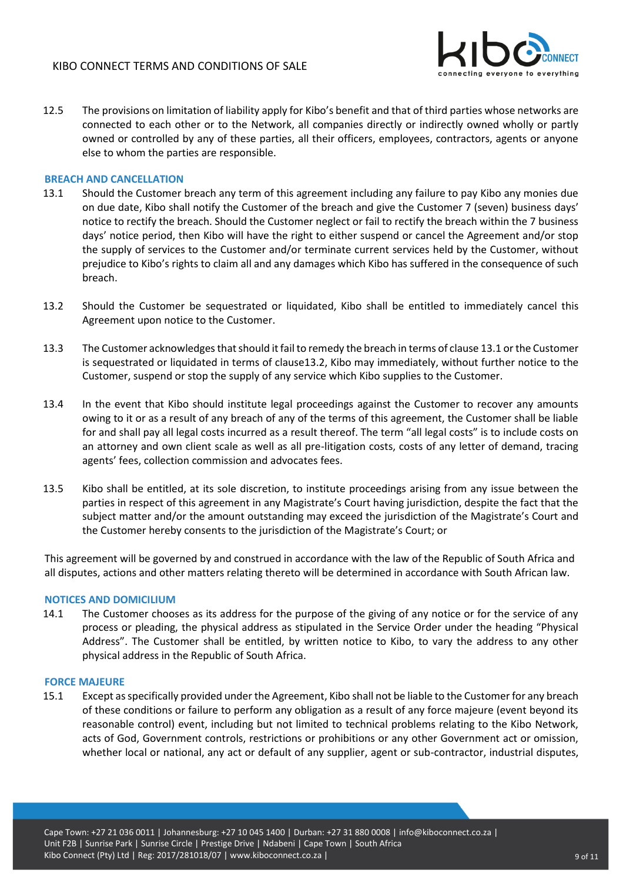12.5 The provisions on limitation of liability apply for Kibo's benefit and that of third parties whose networks are connected to each other or to the Network, all companies directly or indirectly owned wholly or partly owned or controlled by any of these parties, all their officers, employees, contractors, agents or anyone else to whom the parties are responsible.

## BREACH AND CANCELLATION

13.1 Should the Customer breach any term of this agreement including any failure to pay Kibo any monies due on due date, Kibo shall notify the Customer of the breach and give the Customer 7 (seven) business days' notice to rectify the breach. Should the Customer neglect or fail to rectify the breach within the 7 business days' notice period, then Kibo will have the right to either suspend or cancel the Agreement and/or stop the supply of services to the Customer and/or terminate current services held by the Customer, without prejudice to Kibo's rights to claim all and any damages which Kibo has suffered in the consequence of such breach.

13.2 Should the Customer be sequestrated or liquidated, Kibo shall be entitled to immediately cancel this Agreement upon notice to the Customer.

13.3 The Customer acknowledges that should it fail to remedy the breach in terms of clause 13.1 or the Customer is sequestrated or liquidated in terms of clause13.2, Kibo may immediately, without further notice to the Customer, suspend or stop the supply of any service which Kibo supplies to the Customer.

13.4 In the event that Kibo should institute legal proceedings against the Customer to recover any amounts owing to it or as a result of any breach of any of the terms of this agreement, the Customer shall be liable for and shall pay all legal costs incurred as a result thereof. The term "all legal costs" is to include costs on an attorney and own client scale as well as all pre-litigation costs, costs of any letter of demand, tracing agents' fees, collection commission and advocates fees.

13.5 Kibo shall be entitled, at its sole discretion, to institute proceedings arising from any issue between the parties in respect of this agreement in any Magistrate's Court having jurisdiction, despite the fact that the subject matter and/or the amount outstanding may exceed the jurisdiction of the Magistrate's Court and the Customer hereby consents to the jurisdiction of the Magistrate's Court; or

This agreement will be governed by and construed in accordance with the law of the Republic of South Africa and all disputes, actions and other matters relating thereto will be determined in accordance with South African law.

## NOTICES AND DOMICILIUM

14.1 The Customer chooses as its address for the purpose of the giving of any notice or for the service of any process or pleading, the physical address as stipulated in the Service Order under the heading "Physical Address". The Customer shall be entitled, by written notice to Kibo, to vary the address to any other physical address in the Republic of South Africa.

## FORCE MAJEURE

15.1 Except as specifically provided under the Agreement, Kibo shall not be liable to the Customer for any breach of these conditions or failure to perform any obligation as a result of any force majeure (event beyond its reasonable control) event, including but not limited to technical problems relating to the Kibo Network, acts of God, Government controls, restrictions or prohibitions or any other Government act or omission, whether local or national, any act or default of any supplier, agent or sub-contractor, industrial disputes,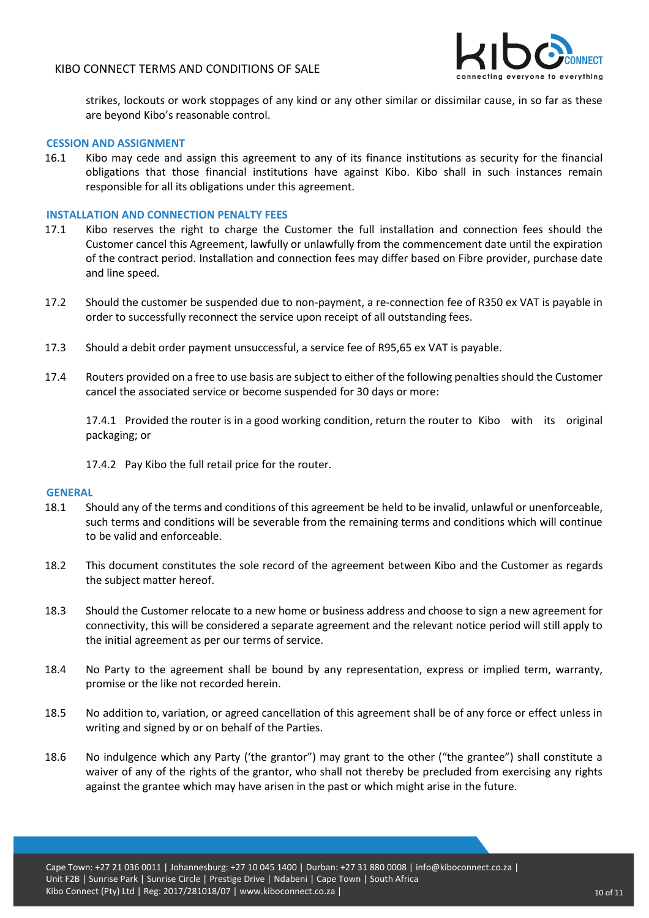strikes, lockouts or work stoppages of any kind or any other similar or dissimilar cause, in so far as these are beyond Kibo's reasonable control.

## CESSION AND ASSIGNMENT

16.1 Kibo may cede and assign this agreement to any of its finance institutions as security for the financial obligations that those financial institutions have against Kibo. Kibo shall in such instances remain responsible for all its obligations under this agreement.

## INSTALLATION AND CONNECTION PENALTY FEES

17.1 Kibo reserves the right to charge the Customer the full installation and connection fees should the Customer cancel this Agreement, lawfully or unlawfully from the commencement date until the expiration of the contract period. Installation and connection fees may differ based on Fibre provider, purchase date and line speed.

17.2 Should the customer be suspended due to non-payment, a re-connection fee of R350 ex VAT is payable in order to successfully reconnect the service upon receipt of all outstanding fees.

17.3 Should a debit order payment unsuccessful, a service fee of R95,65 ex VAT is payable.

17.4 Routers provided on a free to use basis are subject to either of the following penalties should the Customer cancel the associated service or become suspended for 30 days or more:

17.4.1 Provided the router is in a good working condition, return the router to Kibo with its original packaging; or

17.4.2 Pay Kibo the full retail price for the router.

## GENERAL

18.1 Should any of the terms and conditions of this agreement be held to be invalid, unlawful or unenforceable, such terms and conditions will be severable from the remaining terms and conditions which will continue to be valid and enforceable.

18.2 This document constitutes the sole record of the agreement between Kibo and the Customer as regards the subject matter hereof.

18.3 Should the Customer relocate to a new home or business address and choose to sign a new agreement for connectivity, this will be considered a separate agreement and the relevant notice period will still apply to the initial agreement as per our terms of service.

18.4 No Party to the agreement shall be bound by any representation, express or implied term, warranty, promise or the like not recorded herein.

18.5 No addition to, variation, or agreed cancellation of this agreement shall be of any force or effect unless in writing and signed by or on behalf of the Parties.

18.6 No indulgence which any Party ('the grantor") may grant to the other ("the grantee") shall constitute a waiver of any of the rights of the grantor, who shall not thereby be precluded from exercising any rights against the grantee which may have arisen in the past or which might arise in the future.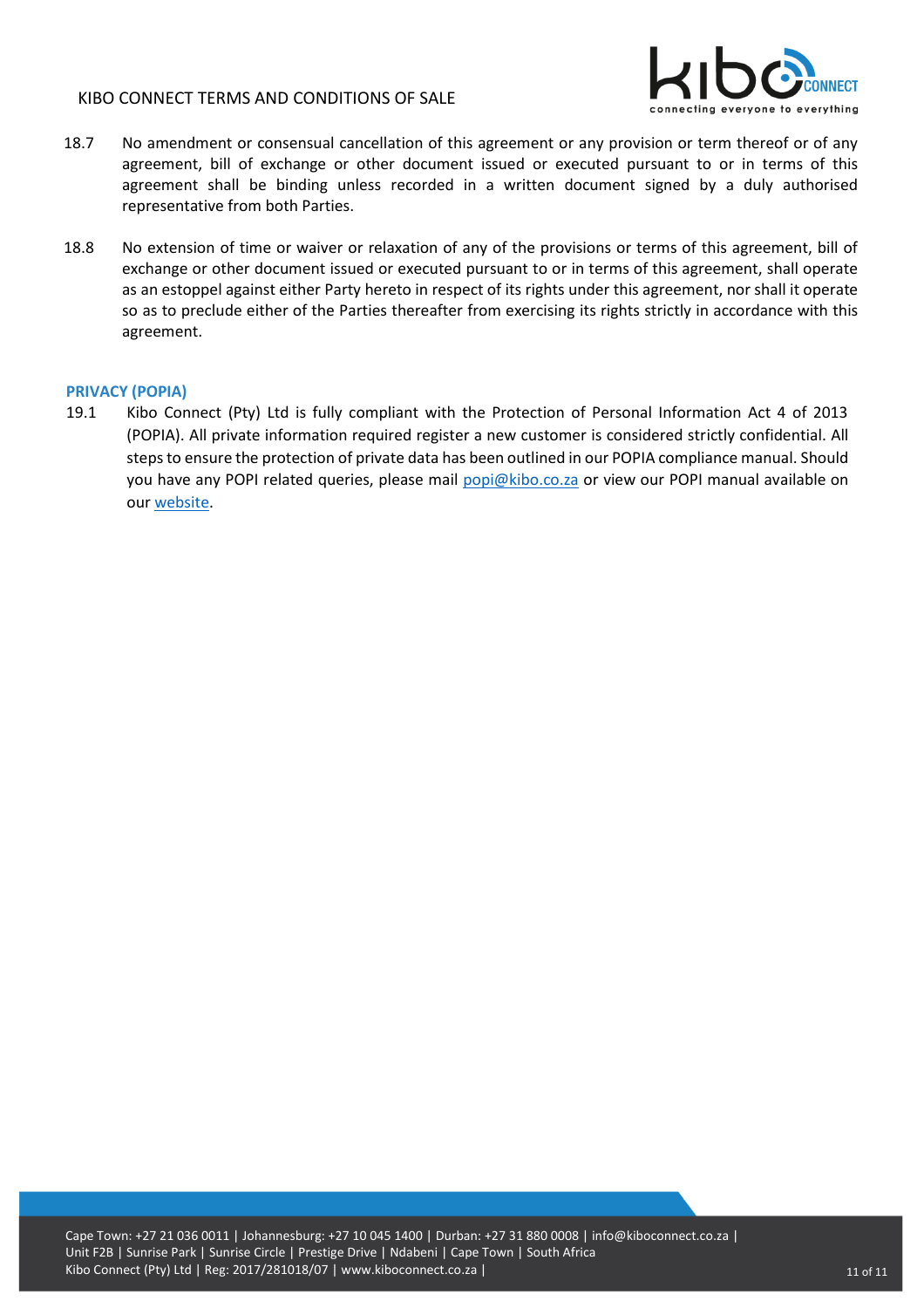18.7 No amendment or consensual cancellation of this agreement or any provision or term thereof or of any agreement, bill of exchange or other document issued or executed pursuant to or in terms of this agreement shall be binding unless recorded in a written document signed by a duly authorised representative from both Parties.

18.8 No extension of time or waiver or relaxation of any of the provisions or terms of this agreement, bill of exchange or other document issued or executed pursuant to or in terms of this agreement, shall operate as an estoppel against either Party hereto in respect of its rights under this agreement, nor shall it operate so as to preclude either of the Parties thereafter from exercising its rights strictly in accordance with this agreement.

## PRIVACY (POPIA)

19.1 Kibo Connect (Pty) Ltd is fully compliant with the Protection of Personal Information Act 4 of 2013 (POPIA). All private information required register a new customer is considered strictly confidential. All steps to ensure the protection of private data has been outlined in our POPIA compliance manual. Should you have any POPI related queries, please mail popi@kibo.co.za or view our POPI manual available on our website.